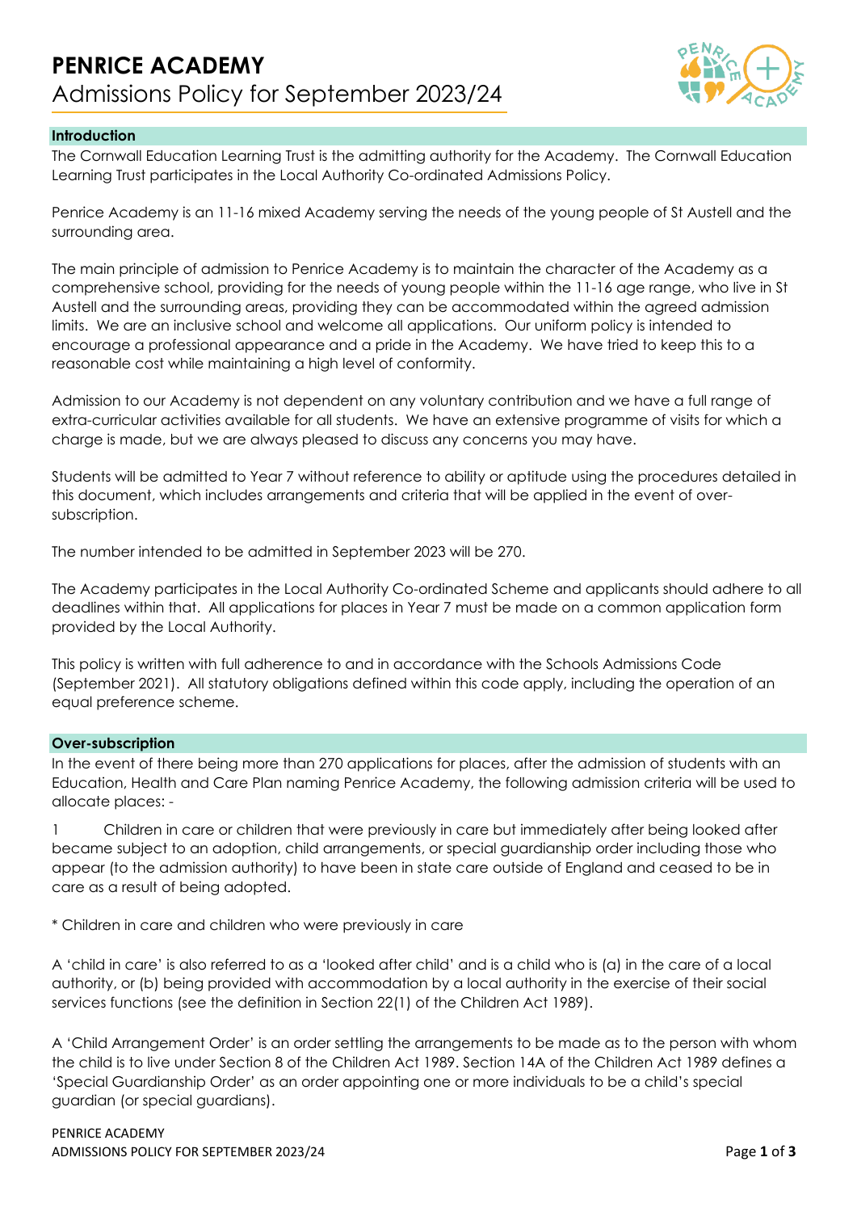# PENRICE ACADEMY

Admissions Policy for September 2023/24

## Introduction

The Cornwall Education Learning Trust is the admitting authority for the Academy. The Cornwall Education Learning Trust participates in the Local Authority Co-ordinated Admissions Policy.

Penrice Academy is an 11-16 mixed Academy serving the needs of the young people of St Austell and the surrounding area.

The main principle of admission to Penrice Academy is to maintain the character of the Academy as a comprehensive school, providing for the needs of young people within the 11-16 age range, who live in St Austell and the surrounding areas, providing they can be accommodated within the agreed admission limits. We are an inclusive school and welcome all applications. Our uniform policy is intended to encourage a professional appearance and a pride in the Academy. We have tried to keep this to a reasonable cost while maintaining a high level of conformity.

Admission to our Academy is not dependent on any voluntary contribution and we have a full range of extra-curricular activities available for all students. We have an extensive programme of visits for which a charge is made, but we are always pleased to discuss any concerns you may have.

Students will be admitted to Year 7 without reference to ability or aptitude using the procedures detailed in this document, which includes arrangements and criteria that will be applied in the event of over-subscription.

The number intended to be admitted in September 2023 will be 270.

The Academy participates in the Local Authority Co-ordinated Scheme and applicants should adhere to all deadlines within that. All applications for places in Year 7 must be made on a common application form provided by the Local Authority.

This policy is written with full adherence to and in accordance with the Schools Admissions Code (September 2021). All statutory obligations defined within this code apply, including the operation of an equal preference scheme.

## Over-subscription

In the event of there being more than 270 applications for places, after the admission of students with an Education, Health and Care Plan naming Penrice Academy, the following admission criteria will be used to allocate places: -

1. Children in care or children that were previously in care but immediately after being looked after became subject to an adoption, child arrangements, or special guardianship order including those who appear (to the admission authority) to have been in state care outside of England and ceased to be in care as a result of being adopted.

* Children in care and children who were previously in care

A 'child in care' is also referred to as a 'looked after child' and is a child who is (a) in the care of a local authority, or (b) being provided with accommodation by a local authority in the exercise of their social services functions (see the definition in Section 22(1) of the Children Act 1989).

A 'Child Arrangement Order' is an order settling the arrangements to be made as to the person with whom the child is to live under Section 8 of the Children Act 1989. Section 14A of the Children Act 1989 defines a 'Special Guardianship Order' as an order appointing one or more individuals to be a child's special guardian (or special guardians).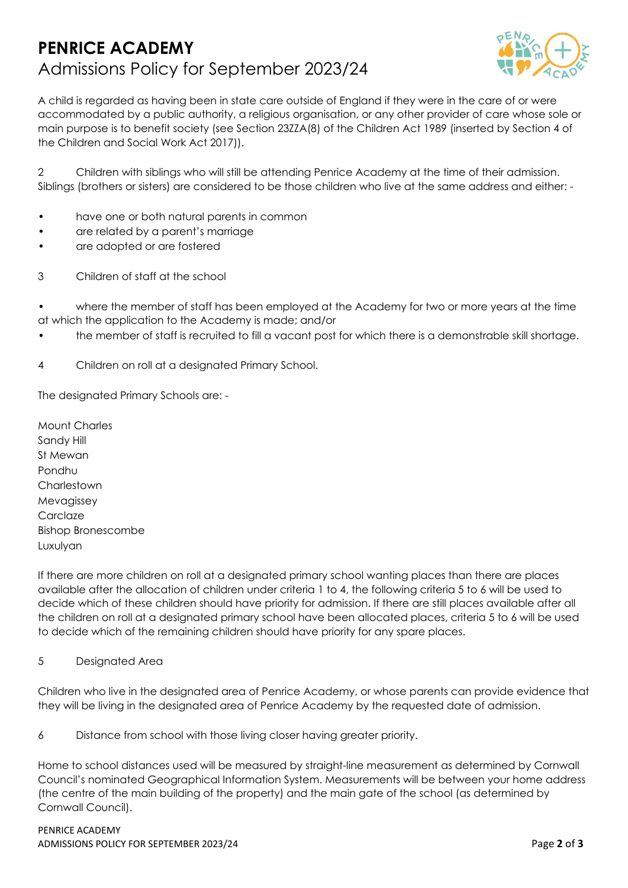# PENRICE ACADEMY
## Admissions Policy for September 2023/24

A child is regarded as having been in state care outside of England if they were in the care of or were accommodated by a public authority, a religious organisation, or any other provider of care whose sole or main purpose is to benefit society (see Section 23ZZA(8) of the Children Act 1989 (inserted by Section 4 of the Children and Social Work Act 2017)).

2 Children with siblings who will still be attending Penrice Academy at the time of their admission. Siblings (brothers or sisters) are considered to be those children who live at the same address and either: -

- have one or both natural parents in common
- are related by a parent's marriage
- are adopted or are fostered

3 Children of staff at the school

- where the member of staff has been employed at the Academy for two or more years at the time at which the application to the Academy is made; and/or
- the member of staff is recruited to fill a vacant post for which there is a demonstrable skill shortage.

4 Children on roll at a designated Primary School.

The designated Primary Schools are: -

Mount Charles
Sandy Hill
St Mewan
Pondhu
Charlestown
Mevagissey
Carclaze
Bishop Bronescombe
Luxulyan

If there are more children on roll at a designated primary school wanting places than there are places available after the allocation of children under criteria 1 to 4, the following criteria 5 to 6 will be used to decide which of these children should have priority for admission. If there are still places available after all the children on roll at a designated primary school have been allocated places, criteria 5 to 6 will be used to decide which of the remaining children should have priority for any spare places.

5 Designated Area

Children who live in the designated area of Penrice Academy, or whose parents can provide evidence that they will be living in the designated area of Penrice Academy by the requested date of admission.

6 Distance from school with those living closer having greater priority.

Home to school distances used will be measured by straight-line measurement as determined by Cornwall Council's nominated Geographical Information System. Measurements will be between your home address (the centre of the main building of the property) and the main gate of the school (as determined by Cornwall Council).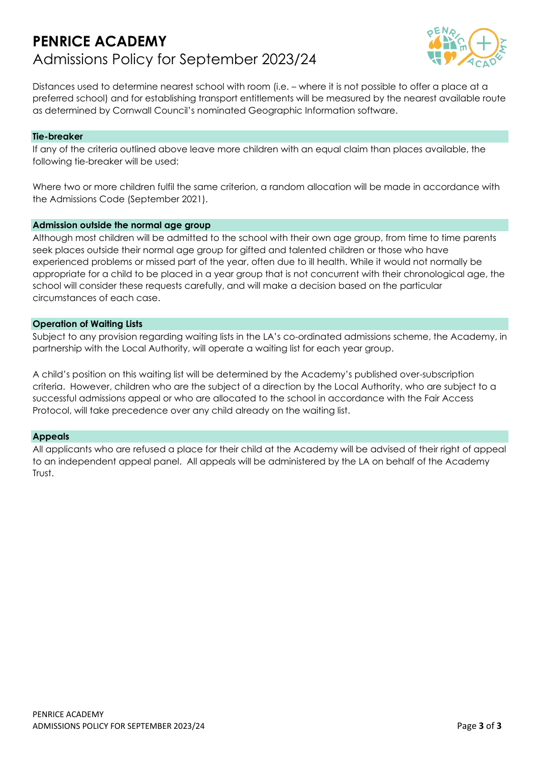Distances used to determine nearest school with room (i.e. – where it is not possible to offer a place at a preferred school) and for establishing transport entitlements will be measured by the nearest available route as determined by Cornwall Council's nominated Geographic Information software.

### Tie-breaker

If any of the criteria outlined above leave more children with an equal claim than places available, the following tie-breaker will be used:

Where two or more children fulfil the same criterion, a random allocation will be made in accordance with the Admissions Code (September 2021).

### Admission outside the normal age group

Although most children will be admitted to the school with their own age group, from time to time parents seek places outside their normal age group for gifted and talented children or those who have experienced problems or missed part of the year, often due to ill health. While it would not normally be appropriate for a child to be placed in a year group that is not concurrent with their chronological age, the school will consider these requests carefully, and will make a decision based on the particular circumstances of each case.

### Operation of Waiting Lists

Subject to any provision regarding waiting lists in the LA's co-ordinated admissions scheme, the Academy, in partnership with the Local Authority, will operate a waiting list for each year group.

A child's position on this waiting list will be determined by the Academy's published over-subscription criteria. However, children who are the subject of a direction by the Local Authority, who are subject to a successful admissions appeal or who are allocated to the school in accordance with the Fair Access Protocol, will take precedence over any child already on the waiting list.

### Appeals

All applicants who are refused a place for their child at the Academy will be advised of their right of appeal to an independent appeal panel. All appeals will be administered by the LA on behalf of the Academy Trust.